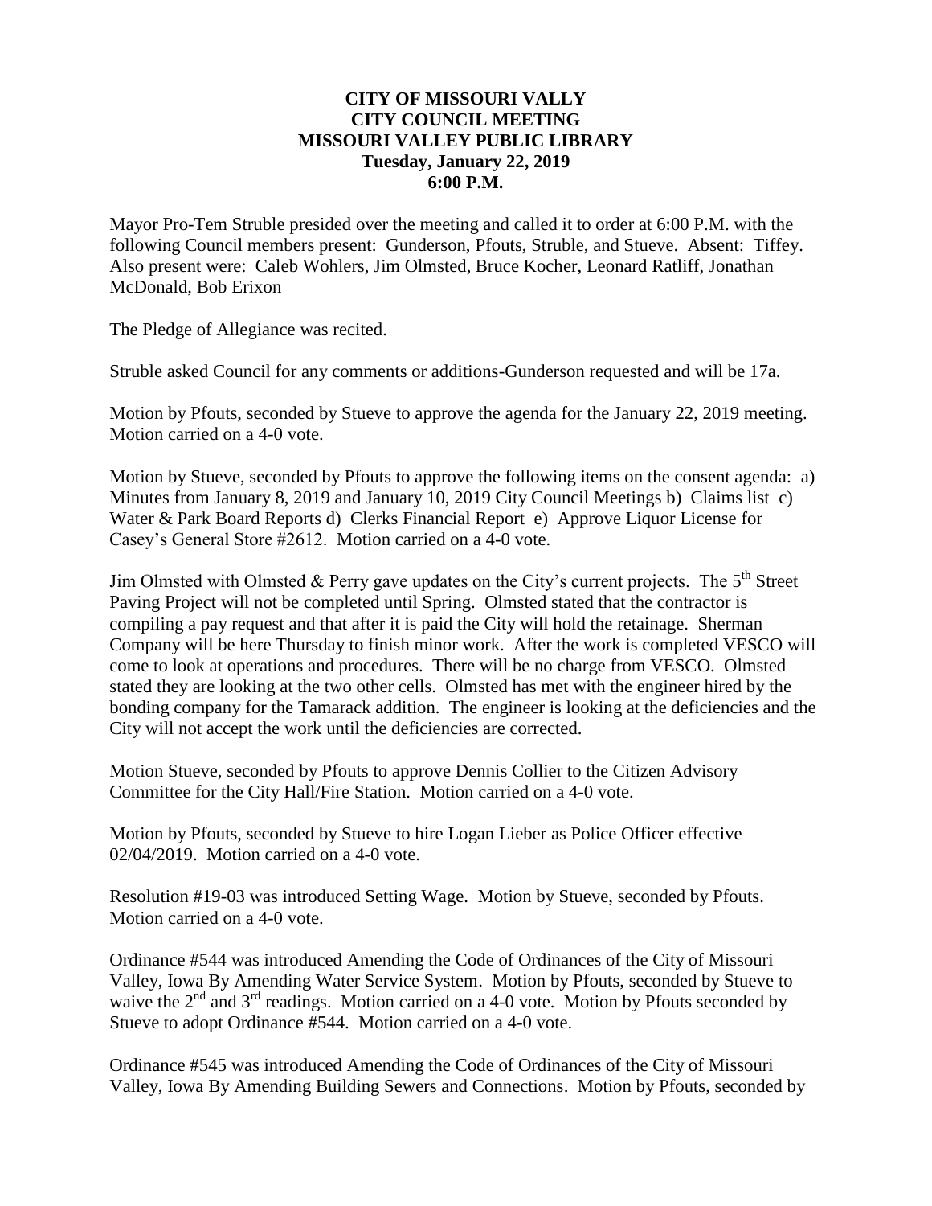**CITY OF MISSOURI VALLY**
**CITY COUNCIL MEETING**
**MISSOURI VALLEY PUBLIC LIBRARY**
**Tuesday, January 22, 2019**
**6:00 P.M.**

Mayor Pro-Tem Struble presided over the meeting and called it to order at 6:00 P.M. with the following Council members present: Gunderson, Pfouts, Struble, and Stueve. Absent: Tiffey. Also present were: Caleb Wohlers, Jim Olmsted, Bruce Kocher, Leonard Ratliff, Jonathan McDonald, Bob Erixon

The Pledge of Allegiance was recited.

Struble asked Council for any comments or additions-Gunderson requested and will be 17a.

Motion by Pfouts, seconded by Stueve to approve the agenda for the January 22, 2019 meeting. Motion carried on a 4-0 vote.

Motion by Stueve, seconded by Pfouts to approve the following items on the consent agenda: a) Minutes from January 8, 2019 and January 10, 2019 City Council Meetings b) Claims list c) Water & Park Board Reports d) Clerks Financial Report e) Approve Liquor License for Casey's General Store #2612. Motion carried on a 4-0 vote.

Jim Olmsted with Olmsted & Perry gave updates on the City's current projects. The 5th Street Paving Project will not be completed until Spring. Olmsted stated that the contractor is compiling a pay request and that after it is paid the City will hold the retainage. Sherman Company will be here Thursday to finish minor work. After the work is completed VESCO will come to look at operations and procedures. There will be no charge from VESCO. Olmsted stated they are looking at the two other cells. Olmsted has met with the engineer hired by the bonding company for the Tamarack addition. The engineer is looking at the deficiencies and the City will not accept the work until the deficiencies are corrected.

Motion Stueve, seconded by Pfouts to approve Dennis Collier to the Citizen Advisory Committee for the City Hall/Fire Station. Motion carried on a 4-0 vote.

Motion by Pfouts, seconded by Stueve to hire Logan Lieber as Police Officer effective 02/04/2019. Motion carried on a 4-0 vote.

Resolution #19-03 was introduced Setting Wage. Motion by Stueve, seconded by Pfouts. Motion carried on a 4-0 vote.

Ordinance #544 was introduced Amending the Code of Ordinances of the City of Missouri Valley, Iowa By Amending Water Service System. Motion by Pfouts, seconded by Stueve to waive the 2nd and 3rd readings. Motion carried on a 4-0 vote. Motion by Pfouts seconded by Stueve to adopt Ordinance #544. Motion carried on a 4-0 vote.

Ordinance #545 was introduced Amending the Code of Ordinances of the City of Missouri Valley, Iowa By Amending Building Sewers and Connections. Motion by Pfouts, seconded by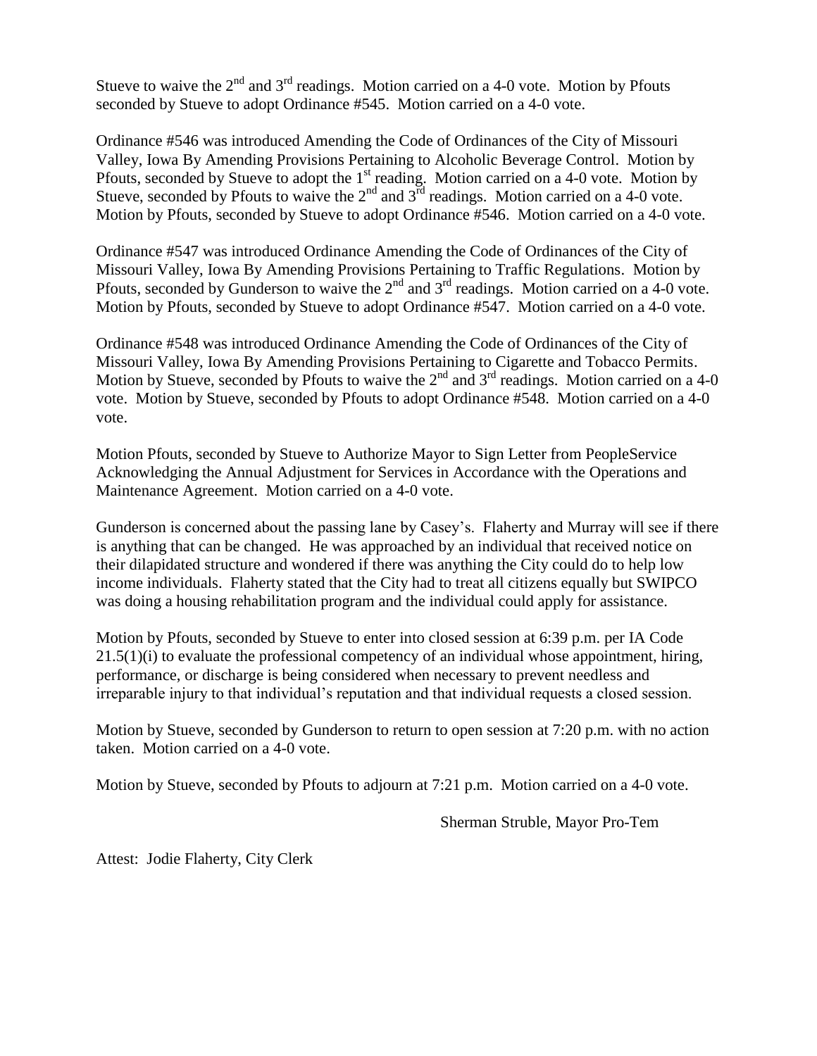Stueve to waive the 2nd and 3rd readings. Motion carried on a 4-0 vote. Motion by Pfouts seconded by Stueve to adopt Ordinance #545. Motion carried on a 4-0 vote.

Ordinance #546 was introduced Amending the Code of Ordinances of the City of Missouri Valley, Iowa By Amending Provisions Pertaining to Alcoholic Beverage Control. Motion by Pfouts, seconded by Stueve to adopt the 1st reading. Motion carried on a 4-0 vote. Motion by Stueve, seconded by Pfouts to waive the 2nd and 3rd readings. Motion carried on a 4-0 vote. Motion by Pfouts, seconded by Stueve to adopt Ordinance #546. Motion carried on a 4-0 vote.

Ordinance #547 was introduced Ordinance Amending the Code of Ordinances of the City of Missouri Valley, Iowa By Amending Provisions Pertaining to Traffic Regulations. Motion by Pfouts, seconded by Gunderson to waive the 2nd and 3rd readings. Motion carried on a 4-0 vote. Motion by Pfouts, seconded by Stueve to adopt Ordinance #547. Motion carried on a 4-0 vote.

Ordinance #548 was introduced Ordinance Amending the Code of Ordinances of the City of Missouri Valley, Iowa By Amending Provisions Pertaining to Cigarette and Tobacco Permits. Motion by Stueve, seconded by Pfouts to waive the 2nd and 3rd readings. Motion carried on a 4-0 vote. Motion by Stueve, seconded by Pfouts to adopt Ordinance #548. Motion carried on a 4-0 vote.

Motion Pfouts, seconded by Stueve to Authorize Mayor to Sign Letter from PeopleService Acknowledging the Annual Adjustment for Services in Accordance with the Operations and Maintenance Agreement. Motion carried on a 4-0 vote.

Gunderson is concerned about the passing lane by Casey's. Flaherty and Murray will see if there is anything that can be changed. He was approached by an individual that received notice on their dilapidated structure and wondered if there was anything the City could do to help low income individuals. Flaherty stated that the City had to treat all citizens equally but SWIPCO was doing a housing rehabilitation program and the individual could apply for assistance.

Motion by Pfouts, seconded by Stueve to enter into closed session at 6:39 p.m. per IA Code 21.5(1)(i) to evaluate the professional competency of an individual whose appointment, hiring, performance, or discharge is being considered when necessary to prevent needless and irreparable injury to that individual's reputation and that individual requests a closed session.

Motion by Stueve, seconded by Gunderson to return to open session at 7:20 p.m. with no action taken. Motion carried on a 4-0 vote.

Motion by Stueve, seconded by Pfouts to adjourn at 7:21 p.m. Motion carried on a 4-0 vote.

Sherman Struble, Mayor Pro-Tem

Attest: Jodie Flaherty, City Clerk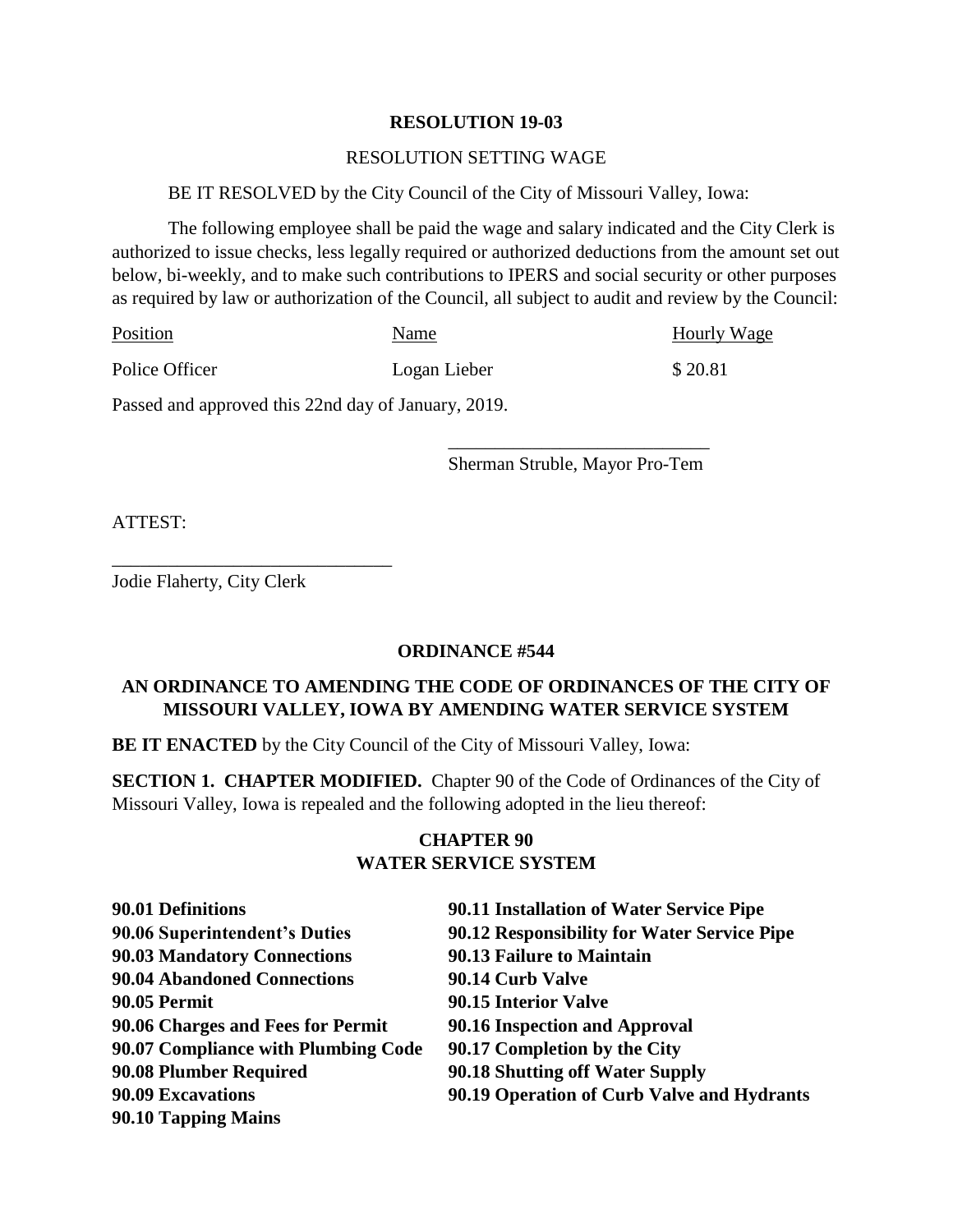**RESOLUTION 19-03**

RESOLUTION SETTING WAGE

BE IT RESOLVED by the City Council of the City of Missouri Valley, Iowa:

The following employee shall be paid the wage and salary indicated and the City Clerk is authorized to issue checks, less legally required or authorized deductions from the amount set out below, bi-weekly, and to make such contributions to IPERS and social security or other purposes as required by law or authorization of the Council, all subject to audit and review by the Council:

| Position | Name | Hourly Wage |
|---|---|---|
| Police Officer | Logan Lieber | $ 20.81 |

Passed and approved this 22nd day of January, 2019.

\_\_\_\_\_\_\_\_\_\_\_\_\_\_\_\_\_\_\_\_\_\_\_\_\_\_\_\_
Sherman Struble, Mayor Pro-Tem

ATTEST:

\_\_\_\_\_\_\_\_\_\_\_\_\_\_\_\_\_\_\_\_\_\_\_\_\_\_\_\_\_\_
Jodie Flaherty, City Clerk

**ORDINANCE #544**

**AN ORDINANCE TO AMENDING THE CODE OF ORDINANCES OF THE CITY OF MISSOURI VALLEY, IOWA BY AMENDING WATER SERVICE SYSTEM**

**BE IT ENACTED** by the City Council of the City of Missouri Valley, Iowa:

**SECTION 1. CHAPTER MODIFIED.** Chapter 90 of the Code of Ordinances of the City of Missouri Valley, Iowa is repealed and the following adopted in the lieu thereof:

**CHAPTER 90**
**WATER SERVICE SYSTEM**

**90.01 Definitions**
**90.06 Superintendent's Duties**
**90.03 Mandatory Connections**
**90.04 Abandoned Connections**
**90.05 Permit**
**90.06 Charges and Fees for Permit**
**90.07 Compliance with Plumbing Code**
**90.08 Plumber Required**
**90.09 Excavations**
**90.10 Tapping Mains**
**90.11 Installation of Water Service Pipe**
**90.12 Responsibility for Water Service Pipe**
**90.13 Failure to Maintain**
**90.14 Curb Valve**
**90.15 Interior Valve**
**90.16 Inspection and Approval**
**90.17 Completion by the City**
**90.18 Shutting off Water Supply**
**90.19 Operation of Curb Valve and Hydrants**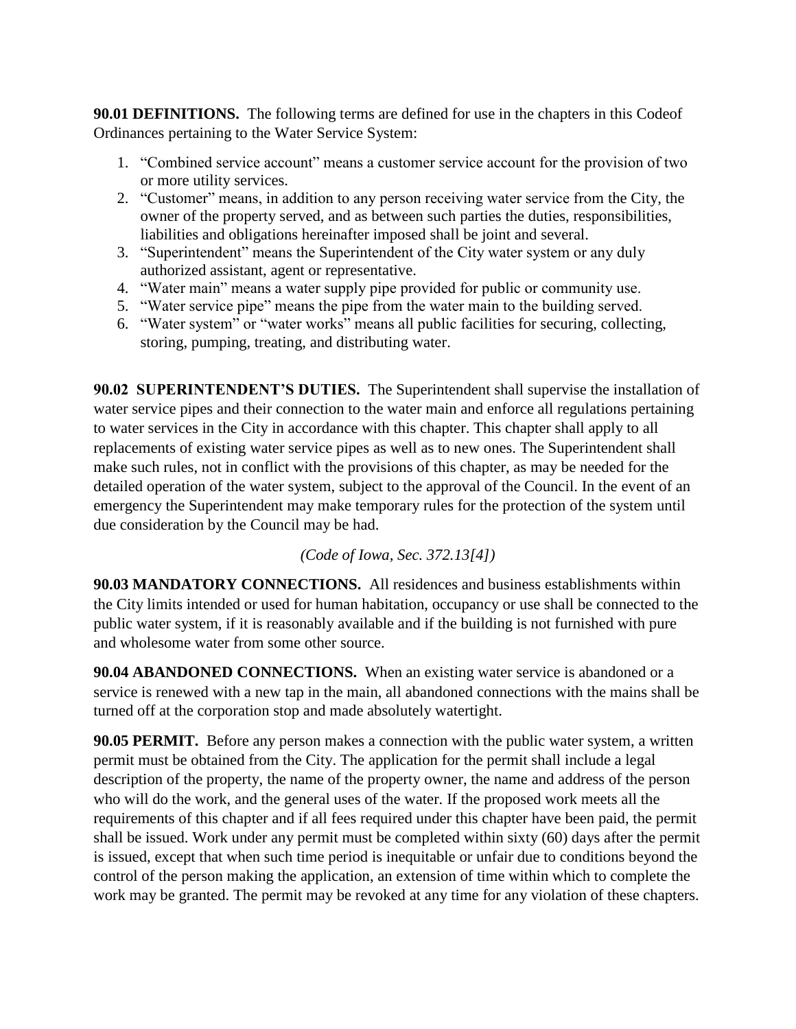**90.01 DEFINITIONS.** The following terms are defined for use in the chapters in this Codeof Ordinances pertaining to the Water Service System:

1. "Combined service account" means a customer service account for the provision of two or more utility services.
2. "Customer" means, in addition to any person receiving water service from the City, the owner of the property served, and as between such parties the duties, responsibilities, liabilities and obligations hereinafter imposed shall be joint and several.
3. "Superintendent" means the Superintendent of the City water system or any duly authorized assistant, agent or representative.
4. "Water main" means a water supply pipe provided for public or community use.
5. "Water service pipe" means the pipe from the water main to the building served.
6. "Water system" or "water works" means all public facilities for securing, collecting, storing, pumping, treating, and distributing water.

**90.02 SUPERINTENDENT'S DUTIES.** The Superintendent shall supervise the installation of water service pipes and their connection to the water main and enforce all regulations pertaining to water services in the City in accordance with this chapter. This chapter shall apply to all replacements of existing water service pipes as well as to new ones. The Superintendent shall make such rules, not in conflict with the provisions of this chapter, as may be needed for the detailed operation of the water system, subject to the approval of the Council. In the event of an emergency the Superintendent may make temporary rules for the protection of the system until due consideration by the Council may be had.

*(Code of Iowa, Sec. 372.13[4])*

**90.03 MANDATORY CONNECTIONS.** All residences and business establishments within the City limits intended or used for human habitation, occupancy or use shall be connected to the public water system, if it is reasonably available and if the building is not furnished with pure and wholesome water from some other source.

**90.04 ABANDONED CONNECTIONS.** When an existing water service is abandoned or a service is renewed with a new tap in the main, all abandoned connections with the mains shall be turned off at the corporation stop and made absolutely watertight.

**90.05 PERMIT.** Before any person makes a connection with the public water system, a written permit must be obtained from the City. The application for the permit shall include a legal description of the property, the name of the property owner, the name and address of the person who will do the work, and the general uses of the water. If the proposed work meets all the requirements of this chapter and if all fees required under this chapter have been paid, the permit shall be issued. Work under any permit must be completed within sixty (60) days after the permit is issued, except that when such time period is inequitable or unfair due to conditions beyond the control of the person making the application, an extension of time within which to complete the work may be granted. The permit may be revoked at any time for any violation of these chapters.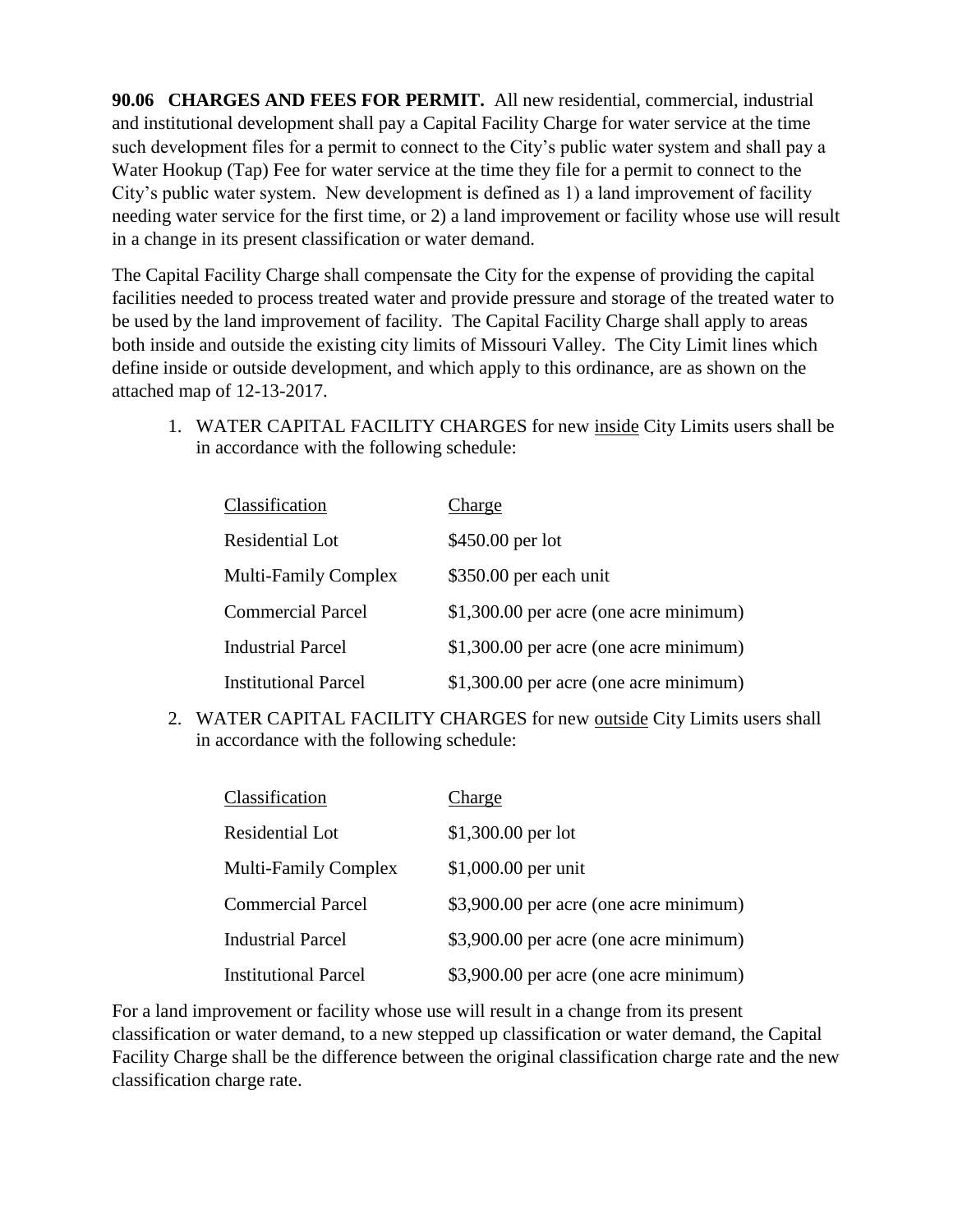**90.06 CHARGES AND FEES FOR PERMIT.** All new residential, commercial, industrial and institutional development shall pay a Capital Facility Charge for water service at the time such development files for a permit to connect to the City's public water system and shall pay a Water Hookup (Tap) Fee for water service at the time they file for a permit to connect to the City's public water system. New development is defined as 1) a land improvement of facility needing water service for the first time, or 2) a land improvement or facility whose use will result in a change in its present classification or water demand.

The Capital Facility Charge shall compensate the City for the expense of providing the capital facilities needed to process treated water and provide pressure and storage of the treated water to be used by the land improvement of facility. The Capital Facility Charge shall apply to areas both inside and outside the existing city limits of Missouri Valley. The City Limit lines which define inside or outside development, and which apply to this ordinance, are as shown on the attached map of 12-13-2017.

1. WATER CAPITAL FACILITY CHARGES for new <u>inside</u> City Limits users shall be in accordance with the following schedule:

| Classification | Charge |
|---|---|
| Residential Lot | $450.00 per lot |
| Multi-Family Complex | $350.00 per each unit |
| Commercial Parcel | $1,300.00 per acre (one acre minimum) |
| Industrial Parcel | $1,300.00 per acre (one acre minimum) |
| Institutional Parcel | $1,300.00 per acre (one acre minimum) |

2. WATER CAPITAL FACILITY CHARGES for new <u>outside</u> City Limits users shall in accordance with the following schedule:

| Classification | Charge |
|---|---|
| Residential Lot | $1,300.00 per lot |
| Multi-Family Complex | $1,000.00 per unit |
| Commercial Parcel | $3,900.00 per acre (one acre minimum) |
| Industrial Parcel | $3,900.00 per acre (one acre minimum) |
| Institutional Parcel | $3,900.00 per acre (one acre minimum) |

For a land improvement or facility whose use will result in a change from its present classification or water demand, to a new stepped up classification or water demand, the Capital Facility Charge shall be the difference between the original classification charge rate and the new classification charge rate.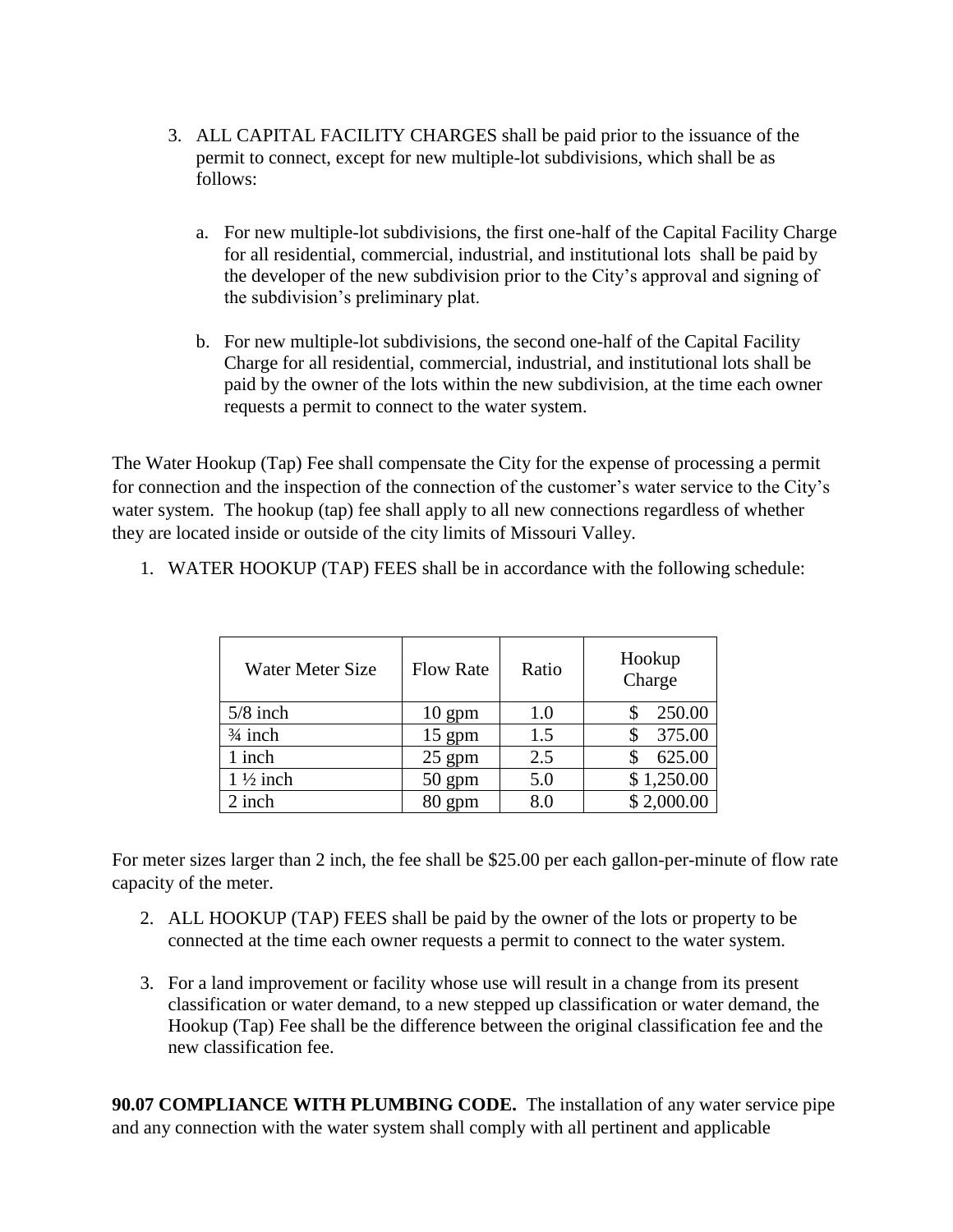3. ALL CAPITAL FACILITY CHARGES shall be paid prior to the issuance of the permit to connect, except for new multiple-lot subdivisions, which shall be as follows:

   a. For new multiple-lot subdivisions, the first one-half of the Capital Facility Charge for all residential, commercial, industrial, and institutional lots shall be paid by the developer of the new subdivision prior to the City's approval and signing of the subdivision's preliminary plat.

   b. For new multiple-lot subdivisions, the second one-half of the Capital Facility Charge for all residential, commercial, industrial, and institutional lots shall be paid by the owner of the lots within the new subdivision, at the time each owner requests a permit to connect to the water system.

The Water Hookup (Tap) Fee shall compensate the City for the expense of processing a permit for connection and the inspection of the connection of the customer's water service to the City's water system. The hookup (tap) fee shall apply to all new connections regardless of whether they are located inside or outside of the city limits of Missouri Valley.

1. WATER HOOKUP (TAP) FEES shall be in accordance with the following schedule:

| Water Meter Size | Flow Rate | Ratio | Hookup Charge |
|---|---|---|---|
| 5/8 inch | 10 gpm | 1.0 | $ 250.00 |
| ¾ inch | 15 gpm | 1.5 | $ 375.00 |
| 1 inch | 25 gpm | 2.5 | $ 625.00 |
| 1 ½ inch | 50 gpm | 5.0 | $ 1,250.00 |
| 2 inch | 80 gpm | 8.0 | $ 2,000.00 |

For meter sizes larger than 2 inch, the fee shall be $25.00 per each gallon-per-minute of flow rate capacity of the meter.

2. ALL HOOKUP (TAP) FEES shall be paid by the owner of the lots or property to be connected at the time each owner requests a permit to connect to the water system.

3. For a land improvement or facility whose use will result in a change from its present classification or water demand, to a new stepped up classification or water demand, the Hookup (Tap) Fee shall be the difference between the original classification fee and the new classification fee.

**90.07 COMPLIANCE WITH PLUMBING CODE.** The installation of any water service pipe and any connection with the water system shall comply with all pertinent and applicable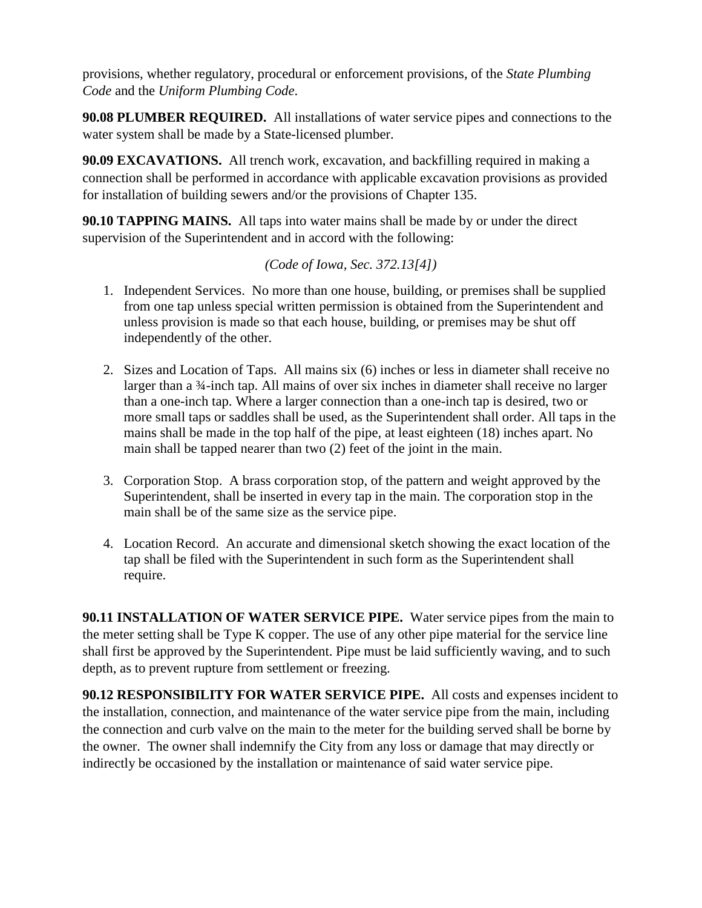provisions, whether regulatory, procedural or enforcement provisions, of the *State Plumbing Code* and the *Uniform Plumbing Code*.

**90.08 PLUMBER REQUIRED.** All installations of water service pipes and connections to the water system shall be made by a State-licensed plumber.

**90.09 EXCAVATIONS.** All trench work, excavation, and backfilling required in making a connection shall be performed in accordance with applicable excavation provisions as provided for installation of building sewers and/or the provisions of Chapter 135.

**90.10 TAPPING MAINS.** All taps into water mains shall be made by or under the direct supervision of the Superintendent and in accord with the following:

*(Code of Iowa, Sec. 372.13[4])*

1. Independent Services. No more than one house, building, or premises shall be supplied from one tap unless special written permission is obtained from the Superintendent and unless provision is made so that each house, building, or premises may be shut off independently of the other.

2. Sizes and Location of Taps. All mains six (6) inches or less in diameter shall receive no larger than a ¾-inch tap. All mains of over six inches in diameter shall receive no larger than a one-inch tap. Where a larger connection than a one-inch tap is desired, two or more small taps or saddles shall be used, as the Superintendent shall order. All taps in the mains shall be made in the top half of the pipe, at least eighteen (18) inches apart. No main shall be tapped nearer than two (2) feet of the joint in the main.

3. Corporation Stop. A brass corporation stop, of the pattern and weight approved by the Superintendent, shall be inserted in every tap in the main. The corporation stop in the main shall be of the same size as the service pipe.

4. Location Record. An accurate and dimensional sketch showing the exact location of the tap shall be filed with the Superintendent in such form as the Superintendent shall require.

**90.11 INSTALLATION OF WATER SERVICE PIPE.** Water service pipes from the main to the meter setting shall be Type K copper. The use of any other pipe material for the service line shall first be approved by the Superintendent. Pipe must be laid sufficiently waving, and to such depth, as to prevent rupture from settlement or freezing.

**90.12 RESPONSIBILITY FOR WATER SERVICE PIPE.** All costs and expenses incident to the installation, connection, and maintenance of the water service pipe from the main, including the connection and curb valve on the main to the meter for the building served shall be borne by the owner. The owner shall indemnify the City from any loss or damage that may directly or indirectly be occasioned by the installation or maintenance of said water service pipe.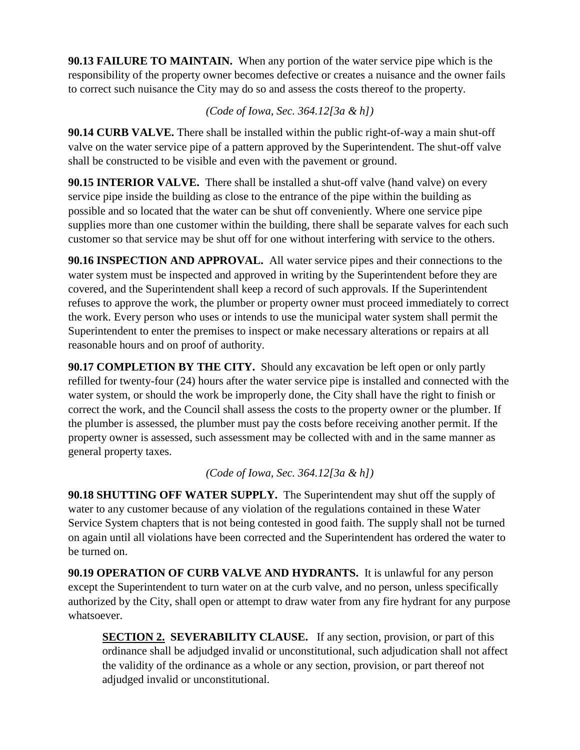**90.13 FAILURE TO MAINTAIN.** When any portion of the water service pipe which is the responsibility of the property owner becomes defective or creates a nuisance and the owner fails to correct such nuisance the City may do so and assess the costs thereof to the property.

*(Code of Iowa, Sec. 364.12[3a & h])*

**90.14 CURB VALVE.** There shall be installed within the public right-of-way a main shut-off valve on the water service pipe of a pattern approved by the Superintendent. The shut-off valve shall be constructed to be visible and even with the pavement or ground.

**90.15 INTERIOR VALVE.** There shall be installed a shut-off valve (hand valve) on every service pipe inside the building as close to the entrance of the pipe within the building as possible and so located that the water can be shut off conveniently. Where one service pipe supplies more than one customer within the building, there shall be separate valves for each such customer so that service may be shut off for one without interfering with service to the others.

**90.16 INSPECTION AND APPROVAL.** All water service pipes and their connections to the water system must be inspected and approved in writing by the Superintendent before they are covered, and the Superintendent shall keep a record of such approvals. If the Superintendent refuses to approve the work, the plumber or property owner must proceed immediately to correct the work. Every person who uses or intends to use the municipal water system shall permit the Superintendent to enter the premises to inspect or make necessary alterations or repairs at all reasonable hours and on proof of authority.

**90.17 COMPLETION BY THE CITY.** Should any excavation be left open or only partly refilled for twenty-four (24) hours after the water service pipe is installed and connected with the water system, or should the work be improperly done, the City shall have the right to finish or correct the work, and the Council shall assess the costs to the property owner or the plumber. If the plumber is assessed, the plumber must pay the costs before receiving another permit. If the property owner is assessed, such assessment may be collected with and in the same manner as general property taxes.

*(Code of Iowa, Sec. 364.12[3a & h])*

**90.18 SHUTTING OFF WATER SUPPLY.** The Superintendent may shut off the supply of water to any customer because of any violation of the regulations contained in these Water Service System chapters that is not being contested in good faith. The supply shall not be turned on again until all violations have been corrected and the Superintendent has ordered the water to be turned on.

**90.19 OPERATION OF CURB VALVE AND HYDRANTS.** It is unlawful for any person except the Superintendent to turn water on at the curb valve, and no person, unless specifically authorized by the City, shall open or attempt to draw water from any fire hydrant for any purpose whatsoever.

**SECTION 2. SEVERABILITY CLAUSE.** If any section, provision, or part of this ordinance shall be adjudged invalid or unconstitutional, such adjudication shall not affect the validity of the ordinance as a whole or any section, provision, or part thereof not adjudged invalid or unconstitutional.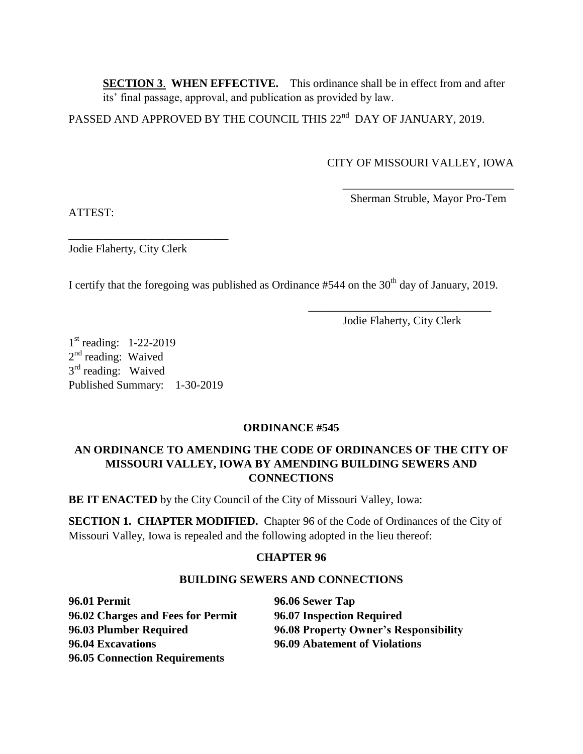**SECTION 3**. **WHEN EFFECTIVE.** This ordinance shall be in effect from and after its' final passage, approval, and publication as provided by law.

PASSED AND APPROVED BY THE COUNCIL THIS 22nd DAY OF JANUARY, 2019.

CITY OF MISSOURI VALLEY, IOWA

\_\_\_\_\_\_\_\_\_\_\_\_\_\_\_\_\_\_\_\_\_\_\_\_\_\_\_\_\_\_

Sherman Struble, Mayor Pro-Tem

ATTEST:

\_\_\_\_\_\_\_\_\_\_\_\_\_\_\_\_\_\_\_\_\_\_\_\_\_\_\_\_

Jodie Flaherty, City Clerk

I certify that the foregoing was published as Ordinance #544 on the 30th day of January, 2019.

\_\_\_\_\_\_\_\_\_\_\_\_\_\_\_\_\_\_\_\_\_\_\_\_\_\_\_\_\_\_\_\_

Jodie Flaherty, City Clerk

1st reading: 1-22-2019
2nd reading: Waived
3rd reading: Waived
Published Summary: 1-30-2019

**ORDINANCE #545**

**AN ORDINANCE TO AMENDING THE CODE OF ORDINANCES OF THE CITY OF MISSOURI VALLEY, IOWA BY AMENDING BUILDING SEWERS AND CONNECTIONS**

**BE IT ENACTED** by the City Council of the City of Missouri Valley, Iowa:

**SECTION 1. CHAPTER MODIFIED.** Chapter 96 of the Code of Ordinances of the City of Missouri Valley, Iowa is repealed and the following adopted in the lieu thereof:

**CHAPTER 96**

**BUILDING SEWERS AND CONNECTIONS**

**96.01 Permit**
**96.02 Charges and Fees for Permit**
**96.03 Plumber Required**
**96.04 Excavations**
**96.05 Connection Requirements**
**96.06 Sewer Tap**
**96.07 Inspection Required**
**96.08 Property Owner's Responsibility**
**96.09 Abatement of Violations**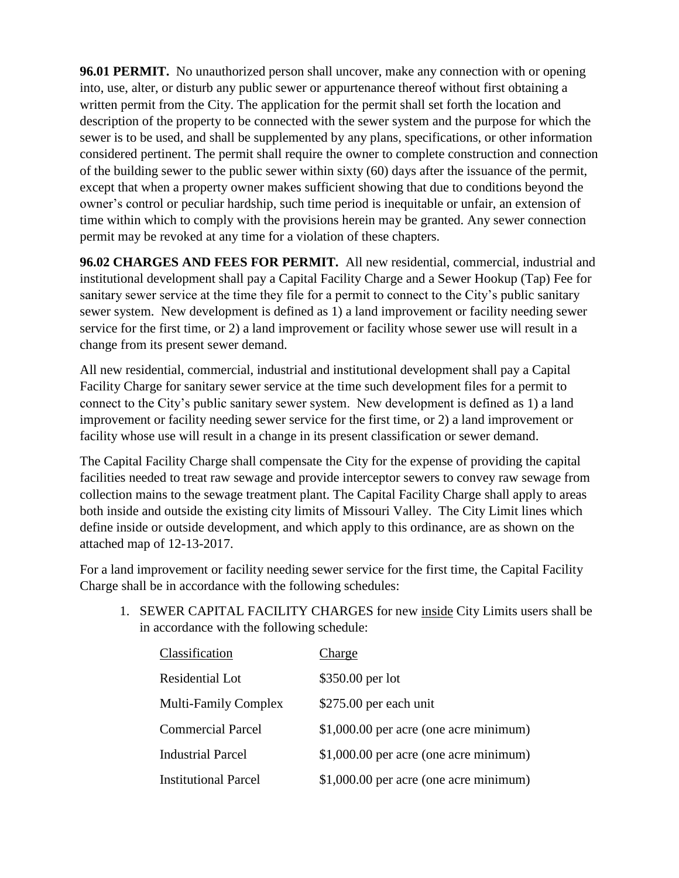**96.01 PERMIT.** No unauthorized person shall uncover, make any connection with or opening into, use, alter, or disturb any public sewer or appurtenance thereof without first obtaining a written permit from the City. The application for the permit shall set forth the location and description of the property to be connected with the sewer system and the purpose for which the sewer is to be used, and shall be supplemented by any plans, specifications, or other information considered pertinent. The permit shall require the owner to complete construction and connection of the building sewer to the public sewer within sixty (60) days after the issuance of the permit, except that when a property owner makes sufficient showing that due to conditions beyond the owner's control or peculiar hardship, such time period is inequitable or unfair, an extension of time within which to comply with the provisions herein may be granted. Any sewer connection permit may be revoked at any time for a violation of these chapters.

**96.02 CHARGES AND FEES FOR PERMIT.** All new residential, commercial, industrial and institutional development shall pay a Capital Facility Charge and a Sewer Hookup (Tap) Fee for sanitary sewer service at the time they file for a permit to connect to the City's public sanitary sewer system. New development is defined as 1) a land improvement or facility needing sewer service for the first time, or 2) a land improvement or facility whose sewer use will result in a change from its present sewer demand.

All new residential, commercial, industrial and institutional development shall pay a Capital Facility Charge for sanitary sewer service at the time such development files for a permit to connect to the City's public sanitary sewer system. New development is defined as 1) a land improvement or facility needing sewer service for the first time, or 2) a land improvement or facility whose use will result in a change in its present classification or sewer demand.

The Capital Facility Charge shall compensate the City for the expense of providing the capital facilities needed to treat raw sewage and provide interceptor sewers to convey raw sewage from collection mains to the sewage treatment plant. The Capital Facility Charge shall apply to areas both inside and outside the existing city limits of Missouri Valley. The City Limit lines which define inside or outside development, and which apply to this ordinance, are as shown on the attached map of 12-13-2017.

For a land improvement or facility needing sewer service for the first time, the Capital Facility Charge shall be in accordance with the following schedules:

1. SEWER CAPITAL FACILITY CHARGES for new inside City Limits users shall be in accordance with the following schedule:

| Classification | Charge |
|---|---|
| Residential Lot | $350.00 per lot |
| Multi-Family Complex | $275.00 per each unit |
| Commercial Parcel | $1,000.00 per acre (one acre minimum) |
| Industrial Parcel | $1,000.00 per acre (one acre minimum) |
| Institutional Parcel | $1,000.00 per acre (one acre minimum) |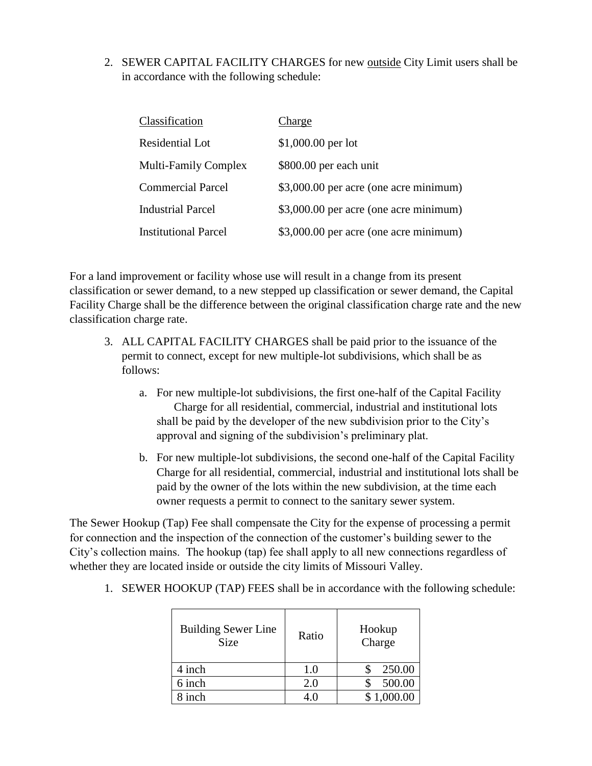2. SEWER CAPITAL FACILITY CHARGES for new <u>outside</u> City Limit users shall be in accordance with the following schedule:

| Classification | Charge |
|---|---|
| Residential Lot | $1,000.00 per lot |
| Multi-Family Complex | $800.00 per each unit |
| Commercial Parcel | $3,000.00 per acre (one acre minimum) |
| Industrial Parcel | $3,000.00 per acre (one acre minimum) |
| Institutional Parcel | $3,000.00 per acre (one acre minimum) |

For a land improvement or facility whose use will result in a change from its present classification or sewer demand, to a new stepped up classification or sewer demand, the Capital Facility Charge shall be the difference between the original classification charge rate and the new classification charge rate.

3. ALL CAPITAL FACILITY CHARGES shall be paid prior to the issuance of the permit to connect, except for new multiple-lot subdivisions, which shall be as follows:

   a. For new multiple-lot subdivisions, the first one-half of the Capital Facility Charge for all residential, commercial, industrial and institutional lots shall be paid by the developer of the new subdivision prior to the City's approval and signing of the subdivision's preliminary plat.

   b. For new multiple-lot subdivisions, the second one-half of the Capital Facility Charge for all residential, commercial, industrial and institutional lots shall be paid by the owner of the lots within the new subdivision, at the time each owner requests a permit to connect to the sanitary sewer system.

The Sewer Hookup (Tap) Fee shall compensate the City for the expense of processing a permit for connection and the inspection of the connection of the customer's building sewer to the City's collection mains. The hookup (tap) fee shall apply to all new connections regardless of whether they are located inside or outside the city limits of Missouri Valley.

1. SEWER HOOKUP (TAP) FEES shall be in accordance with the following schedule:

| Building Sewer Line Size | Ratio | Hookup Charge |
|---|---|---|
| 4 inch | 1.0 | $ 250.00 |
| 6 inch | 2.0 | $ 500.00 |
| 8 inch | 4.0 | $ 1,000.00 |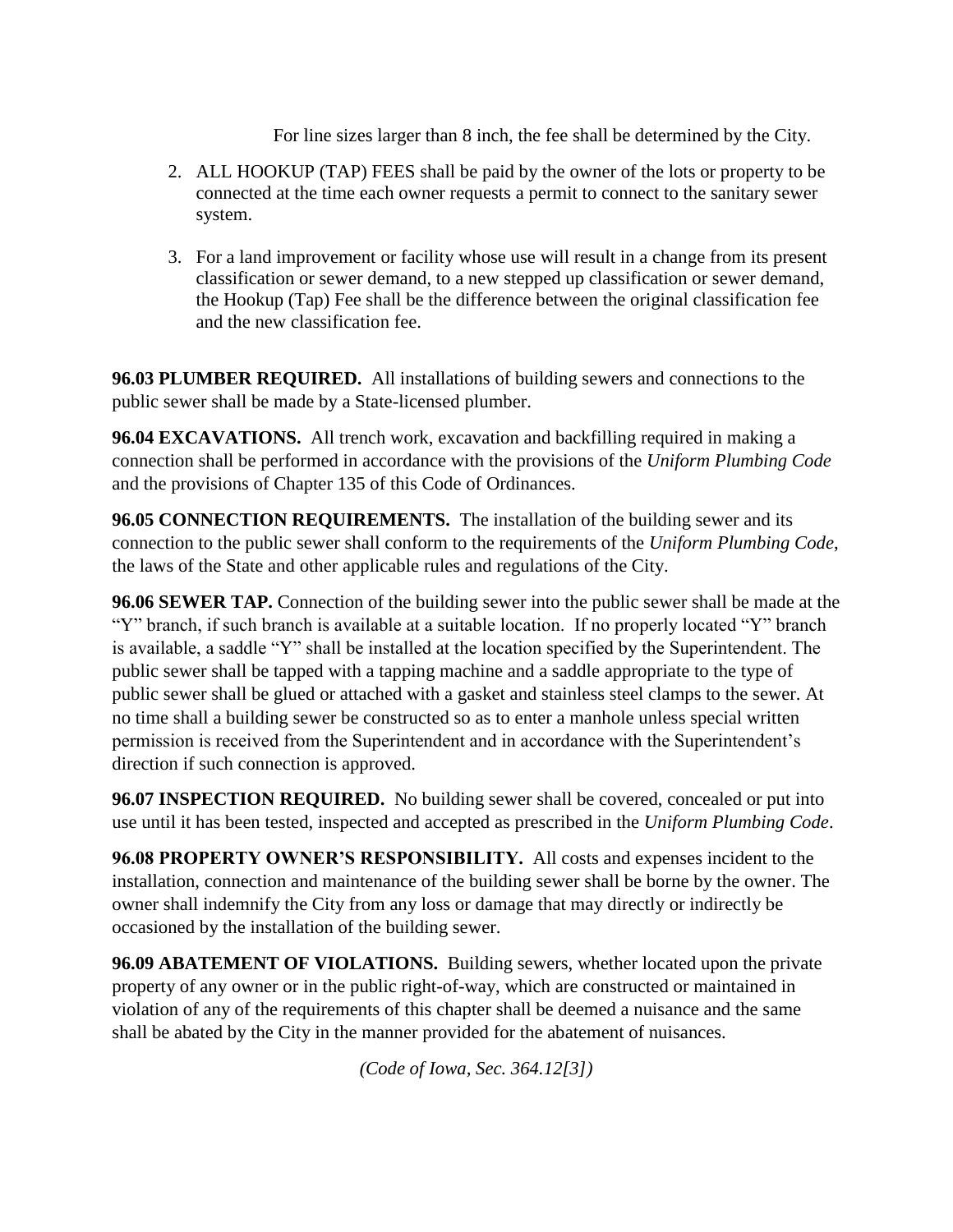For line sizes larger than 8 inch, the fee shall be determined by the City.

2. ALL HOOKUP (TAP) FEES shall be paid by the owner of the lots or property to be connected at the time each owner requests a permit to connect to the sanitary sewer system.

3. For a land improvement or facility whose use will result in a change from its present classification or sewer demand, to a new stepped up classification or sewer demand, the Hookup (Tap) Fee shall be the difference between the original classification fee and the new classification fee.

**96.03 PLUMBER REQUIRED.** All installations of building sewers and connections to the public sewer shall be made by a State-licensed plumber.

**96.04 EXCAVATIONS.** All trench work, excavation and backfilling required in making a connection shall be performed in accordance with the provisions of the *Uniform Plumbing Code* and the provisions of Chapter 135 of this Code of Ordinances.

**96.05 CONNECTION REQUIREMENTS.** The installation of the building sewer and its connection to the public sewer shall conform to the requirements of the *Uniform Plumbing Code*, the laws of the State and other applicable rules and regulations of the City.

**96.06 SEWER TAP.** Connection of the building sewer into the public sewer shall be made at the "Y" branch, if such branch is available at a suitable location. If no properly located "Y" branch is available, a saddle "Y" shall be installed at the location specified by the Superintendent. The public sewer shall be tapped with a tapping machine and a saddle appropriate to the type of public sewer shall be glued or attached with a gasket and stainless steel clamps to the sewer. At no time shall a building sewer be constructed so as to enter a manhole unless special written permission is received from the Superintendent and in accordance with the Superintendent's direction if such connection is approved.

**96.07 INSPECTION REQUIRED.** No building sewer shall be covered, concealed or put into use until it has been tested, inspected and accepted as prescribed in the *Uniform Plumbing Code*.

**96.08 PROPERTY OWNER'S RESPONSIBILITY.** All costs and expenses incident to the installation, connection and maintenance of the building sewer shall be borne by the owner. The owner shall indemnify the City from any loss or damage that may directly or indirectly be occasioned by the installation of the building sewer.

**96.09 ABATEMENT OF VIOLATIONS.** Building sewers, whether located upon the private property of any owner or in the public right-of-way, which are constructed or maintained in violation of any of the requirements of this chapter shall be deemed a nuisance and the same shall be abated by the City in the manner provided for the abatement of nuisances.

*(Code of Iowa, Sec. 364.12[3])*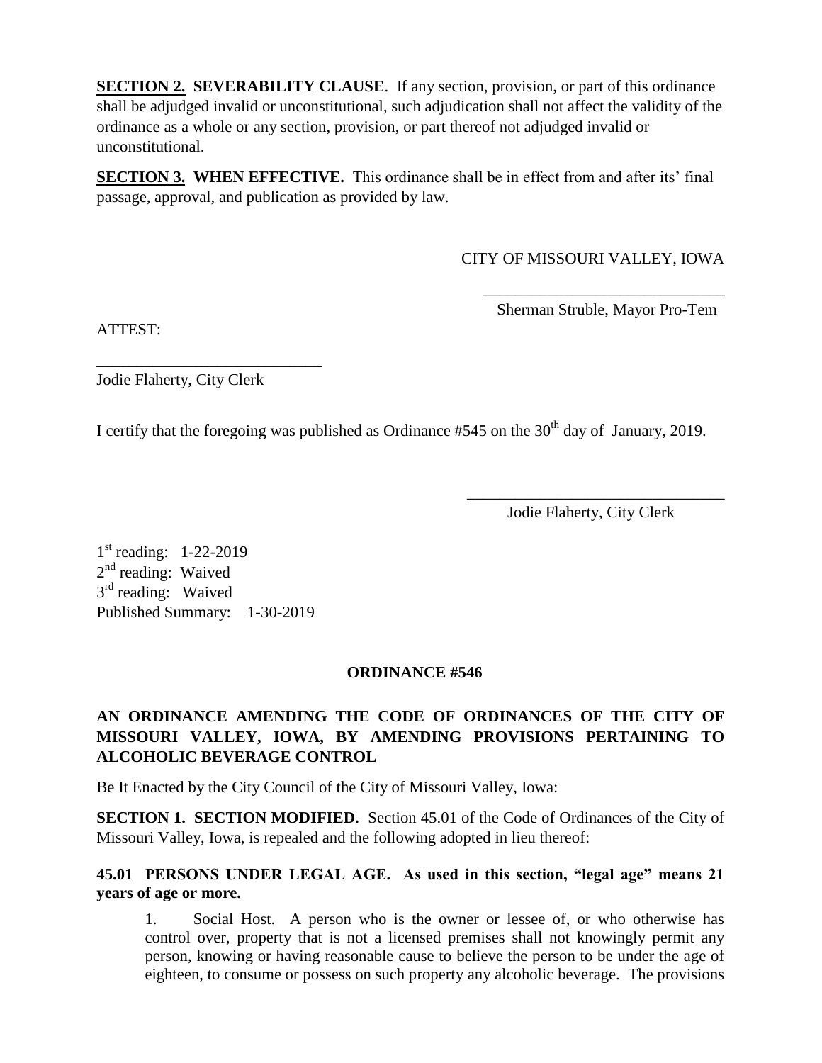**SECTION 2. SEVERABILITY CLAUSE**. If any section, provision, or part of this ordinance shall be adjudged invalid or unconstitutional, such adjudication shall not affect the validity of the ordinance as a whole or any section, provision, or part thereof not adjudged invalid or unconstitutional.

**SECTION 3. WHEN EFFECTIVE.** This ordinance shall be in effect from and after its' final passage, approval, and publication as provided by law.

CITY OF MISSOURI VALLEY, IOWA

\_\_\_\_\_\_\_\_\_\_\_\_\_\_\_\_\_\_\_\_\_\_\_\_\_\_\_\_\_\_
Sherman Struble, Mayor Pro-Tem

ATTEST:

\_\_\_\_\_\_\_\_\_\_\_\_\_\_\_\_\_\_\_\_\_\_\_\_\_\_\_\_\_\_
Jodie Flaherty, City Clerk

I certify that the foregoing was published as Ordinance #545 on the 30th day of January, 2019.

\_\_\_\_\_\_\_\_\_\_\_\_\_\_\_\_\_\_\_\_\_\_\_\_\_\_\_\_\_\_
Jodie Flaherty, City Clerk

1st reading: 1-22-2019
2nd reading: Waived
3rd reading: Waived
Published Summary: 1-30-2019

**ORDINANCE #546**

**AN ORDINANCE AMENDING THE CODE OF ORDINANCES OF THE CITY OF MISSOURI VALLEY, IOWA, BY AMENDING PROVISIONS PERTAINING TO ALCOHOLIC BEVERAGE CONTROL**

Be It Enacted by the City Council of the City of Missouri Valley, Iowa:

**SECTION 1. SECTION MODIFIED.** Section 45.01 of the Code of Ordinances of the City of Missouri Valley, Iowa, is repealed and the following adopted in lieu thereof:

**45.01 PERSONS UNDER LEGAL AGE. As used in this section, "legal age" means 21 years of age or more.**

1. Social Host. A person who is the owner or lessee of, or who otherwise has control over, property that is not a licensed premises shall not knowingly permit any person, knowing or having reasonable cause to believe the person to be under the age of eighteen, to consume or possess on such property any alcoholic beverage. The provisions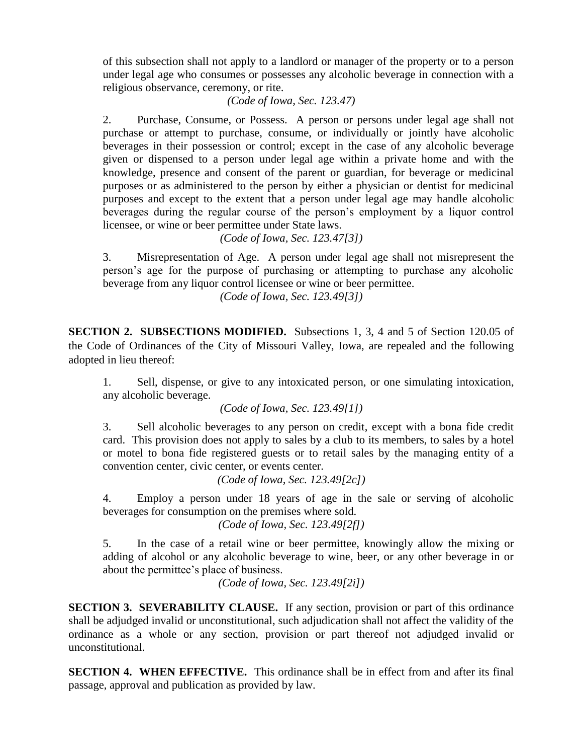of this subsection shall not apply to a landlord or manager of the property or to a person under legal age who consumes or possesses any alcoholic beverage in connection with a religious observance, ceremony, or rite.

*(Code of Iowa, Sec. 123.47)*

2. Purchase, Consume, or Possess. A person or persons under legal age shall not purchase or attempt to purchase, consume, or individually or jointly have alcoholic beverages in their possession or control; except in the case of any alcoholic beverage given or dispensed to a person under legal age within a private home and with the knowledge, presence and consent of the parent or guardian, for beverage or medicinal purposes or as administered to the person by either a physician or dentist for medicinal purposes and except to the extent that a person under legal age may handle alcoholic beverages during the regular course of the person's employment by a liquor control licensee, or wine or beer permittee under State laws.

*(Code of Iowa, Sec. 123.47[3])*

3. Misrepresentation of Age. A person under legal age shall not misrepresent the person's age for the purpose of purchasing or attempting to purchase any alcoholic beverage from any liquor control licensee or wine or beer permittee.

*(Code of Iowa, Sec. 123.49[3])*

**SECTION 2. SUBSECTIONS MODIFIED.** Subsections 1, 3, 4 and 5 of Section 120.05 of the Code of Ordinances of the City of Missouri Valley, Iowa, are repealed and the following adopted in lieu thereof:

1. Sell, dispense, or give to any intoxicated person, or one simulating intoxication, any alcoholic beverage.

*(Code of Iowa, Sec. 123.49[1])*

3. Sell alcoholic beverages to any person on credit, except with a bona fide credit card. This provision does not apply to sales by a club to its members, to sales by a hotel or motel to bona fide registered guests or to retail sales by the managing entity of a convention center, civic center, or events center.

*(Code of Iowa, Sec. 123.49[2c])*

4. Employ a person under 18 years of age in the sale or serving of alcoholic beverages for consumption on the premises where sold.

*(Code of Iowa, Sec. 123.49[2f])*

5. In the case of a retail wine or beer permittee, knowingly allow the mixing or adding of alcohol or any alcoholic beverage to wine, beer, or any other beverage in or about the permittee's place of business.

*(Code of Iowa, Sec. 123.49[2i])*

**SECTION 3. SEVERABILITY CLAUSE.** If any section, provision or part of this ordinance shall be adjudged invalid or unconstitutional, such adjudication shall not affect the validity of the ordinance as a whole or any section, provision or part thereof not adjudged invalid or unconstitutional.

**SECTION 4. WHEN EFFECTIVE.** This ordinance shall be in effect from and after its final passage, approval and publication as provided by law.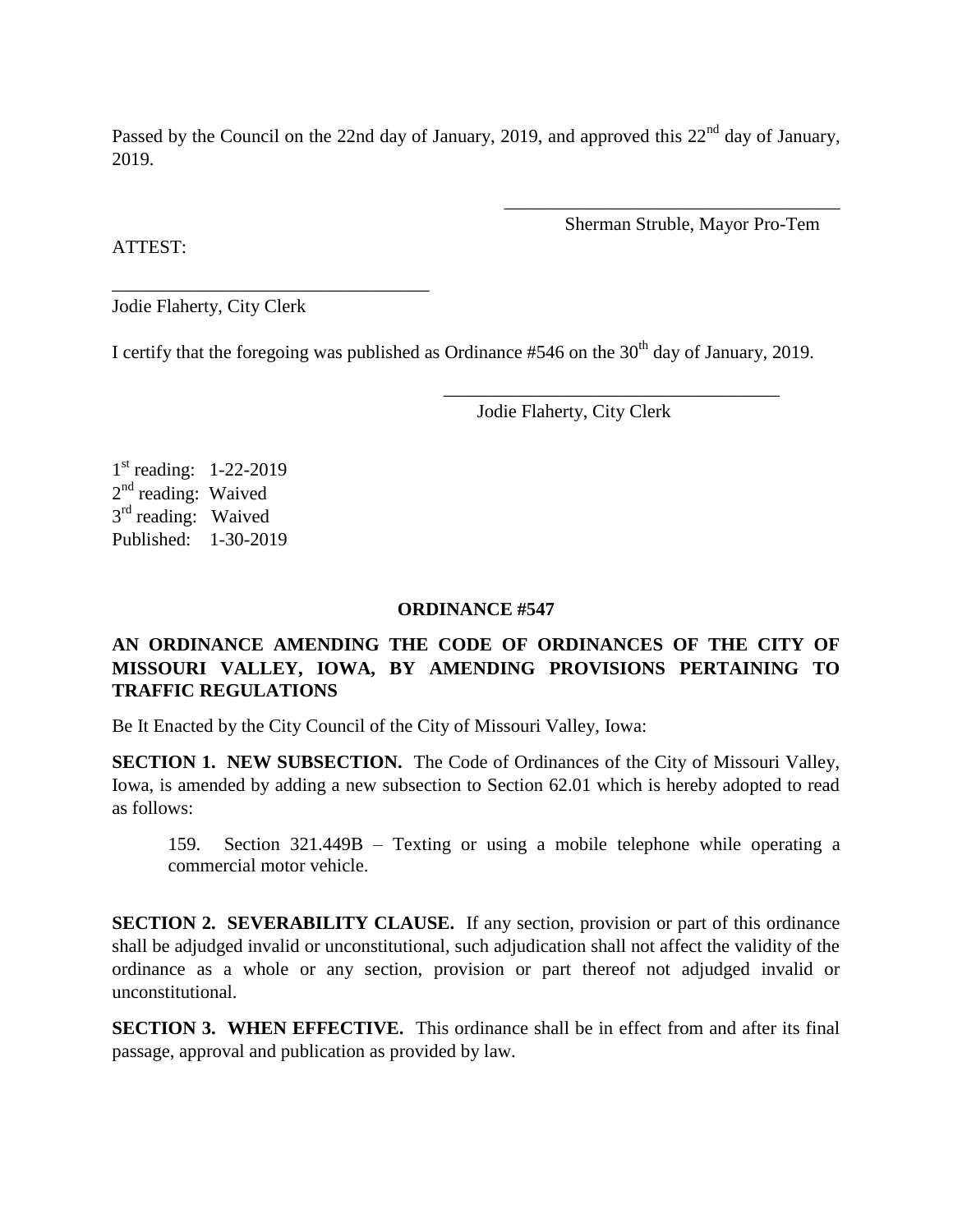Passed by the Council on the 22nd day of January, 2019, and approved this 22nd day of January, 2019.

\_\_\_\_\_\_\_\_\_\_\_\_\_\_\_\_\_\_\_\_\_\_\_\_\_\_\_\_\_\_\_\_\_\_\_

Sherman Struble, Mayor Pro-Tem

ATTEST:

\_\_\_\_\_\_\_\_\_\_\_\_\_\_\_\_\_\_\_\_\_\_\_\_\_\_\_\_\_\_\_\_\_\_\_

Jodie Flaherty, City Clerk

I certify that the foregoing was published as Ordinance #546 on the 30th day of January, 2019.

\_\_\_\_\_\_\_\_\_\_\_\_\_\_\_\_\_\_\_\_\_\_\_\_\_\_\_\_\_\_\_\_\_\_\_

Jodie Flaherty, City Clerk

1st reading: 1-22-2019
2nd reading: Waived
3rd reading: Waived
Published: 1-30-2019

**ORDINANCE #547**

**AN ORDINANCE AMENDING THE CODE OF ORDINANCES OF THE CITY OF MISSOURI VALLEY, IOWA, BY AMENDING PROVISIONS PERTAINING TO TRAFFIC REGULATIONS**

Be It Enacted by the City Council of the City of Missouri Valley, Iowa:

**SECTION 1. NEW SUBSECTION.** The Code of Ordinances of the City of Missouri Valley, Iowa, is amended by adding a new subsection to Section 62.01 which is hereby adopted to read as follows:

> 159. Section 321.449B – Texting or using a mobile telephone while operating a commercial motor vehicle.

**SECTION 2. SEVERABILITY CLAUSE.** If any section, provision or part of this ordinance shall be adjudged invalid or unconstitutional, such adjudication shall not affect the validity of the ordinance as a whole or any section, provision or part thereof not adjudged invalid or unconstitutional.

**SECTION 3. WHEN EFFECTIVE.** This ordinance shall be in effect from and after its final passage, approval and publication as provided by law.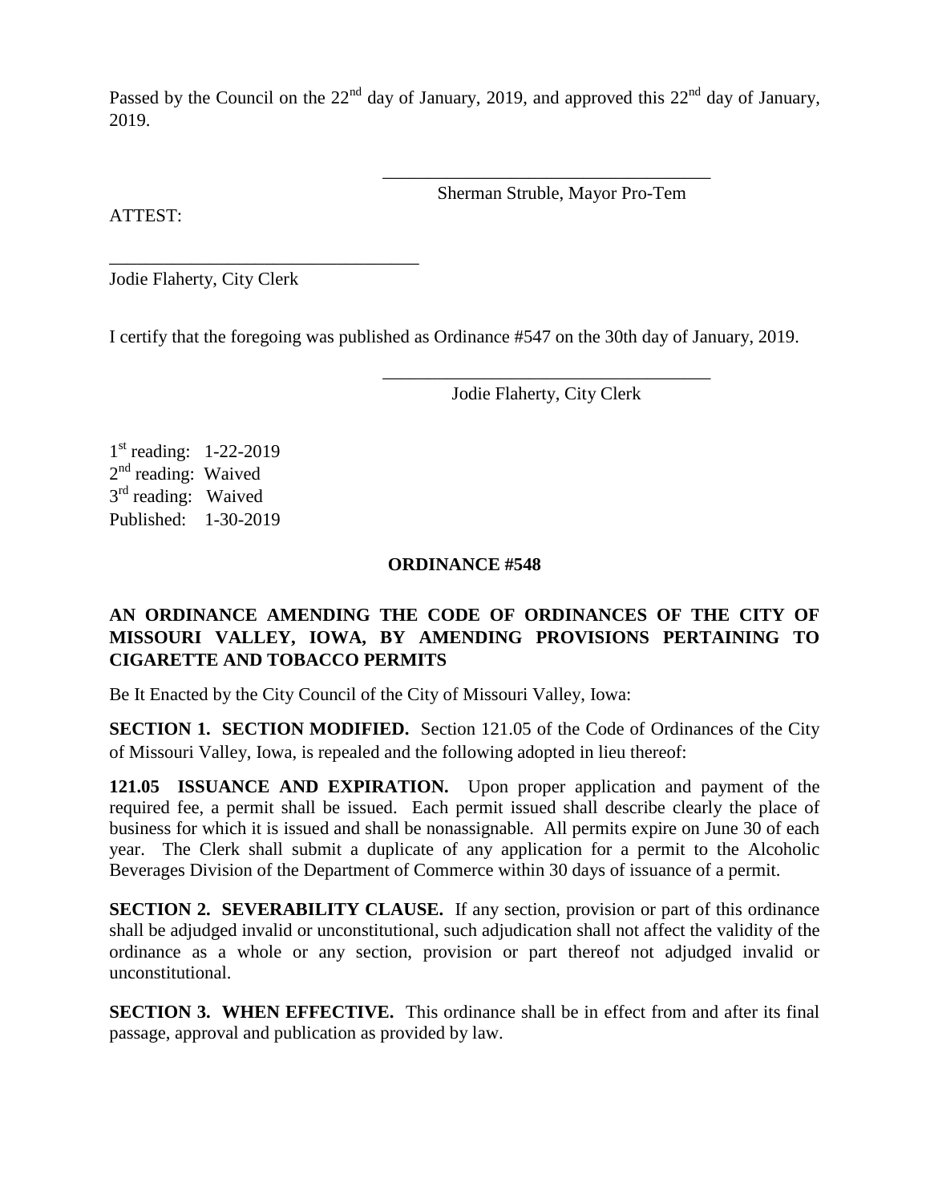Passed by the Council on the 22nd day of January, 2019, and approved this 22nd day of January, 2019.

\_\_\_\_\_\_\_\_\_\_\_\_\_\_\_\_\_\_\_\_\_\_\_\_\_\_\_\_\_\_\_\_\_\_\_\_
Sherman Struble, Mayor Pro-Tem

ATTEST:

\_\_\_\_\_\_\_\_\_\_\_\_\_\_\_\_\_\_\_\_\_\_\_\_\_\_\_\_\_\_\_\_\_\_\_\_
Jodie Flaherty, City Clerk

I certify that the foregoing was published as Ordinance #547 on the 30th day of January, 2019.

\_\_\_\_\_\_\_\_\_\_\_\_\_\_\_\_\_\_\_\_\_\_\_\_\_\_\_\_\_\_\_\_\_\_\_\_
Jodie Flaherty, City Clerk

1st reading: 1-22-2019
2nd reading: Waived
3rd reading: Waived
Published: 1-30-2019

**ORDINANCE #548**

**AN ORDINANCE AMENDING THE CODE OF ORDINANCES OF THE CITY OF MISSOURI VALLEY, IOWA, BY AMENDING PROVISIONS PERTAINING TO CIGARETTE AND TOBACCO PERMITS**

Be It Enacted by the City Council of the City of Missouri Valley, Iowa:

**SECTION 1. SECTION MODIFIED.** Section 121.05 of the Code of Ordinances of the City of Missouri Valley, Iowa, is repealed and the following adopted in lieu thereof:

**121.05 ISSUANCE AND EXPIRATION.** Upon proper application and payment of the required fee, a permit shall be issued. Each permit issued shall describe clearly the place of business for which it is issued and shall be nonassignable. All permits expire on June 30 of each year. The Clerk shall submit a duplicate of any application for a permit to the Alcoholic Beverages Division of the Department of Commerce within 30 days of issuance of a permit.

**SECTION 2. SEVERABILITY CLAUSE.** If any section, provision or part of this ordinance shall be adjudged invalid or unconstitutional, such adjudication shall not affect the validity of the ordinance as a whole or any section, provision or part thereof not adjudged invalid or unconstitutional.

**SECTION 3. WHEN EFFECTIVE.** This ordinance shall be in effect from and after its final passage, approval and publication as provided by law.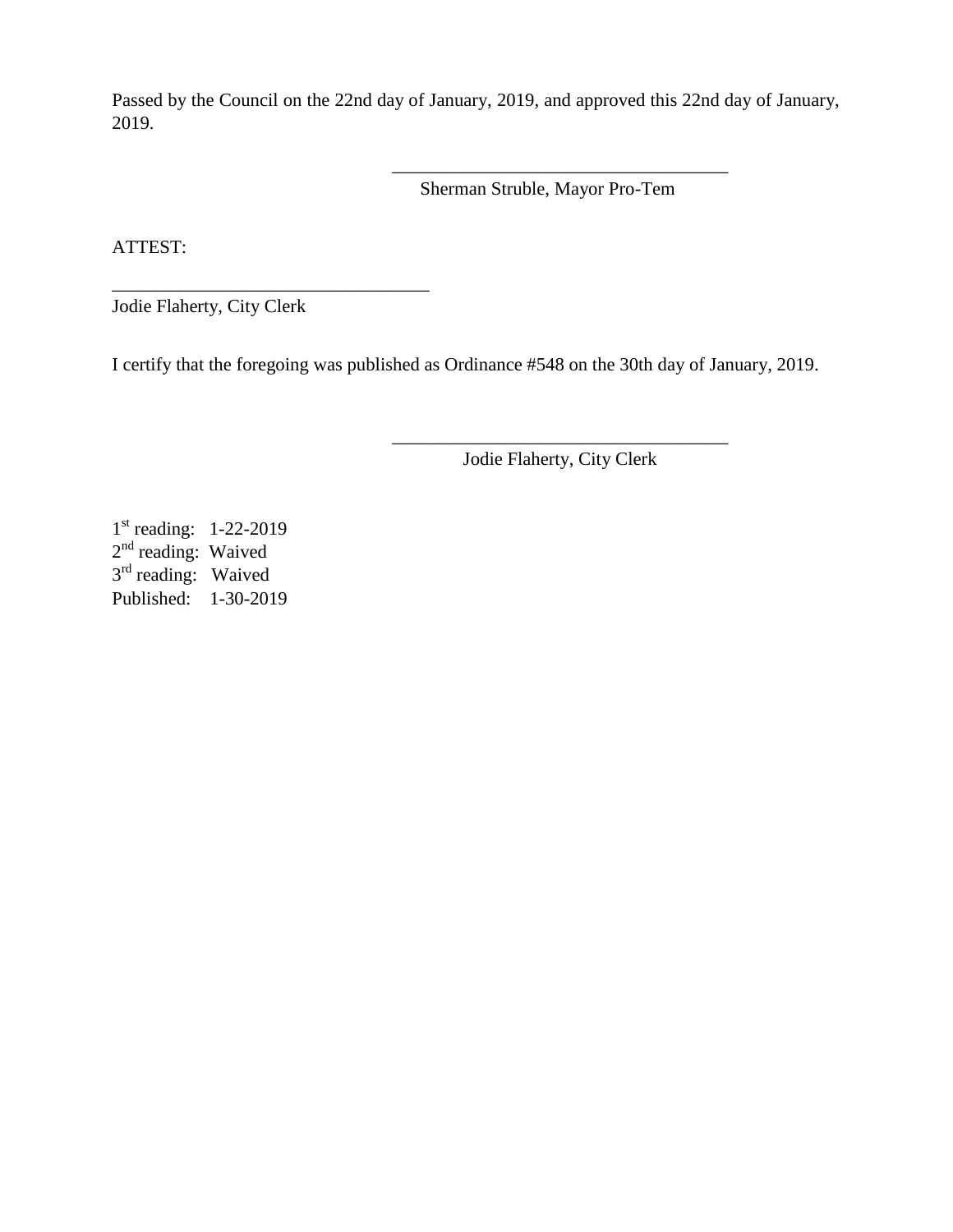Passed by the Council on the 22nd day of January, 2019, and approved this 22nd day of January, 2019.

\_\_\_\_\_\_\_\_\_\_\_\_\_\_\_\_\_\_\_\_\_\_\_\_\_\_\_\_\_\_\_\_\_\_\_\_
Sherman Struble, Mayor Pro-Tem

ATTEST:

\_\_\_\_\_\_\_\_\_\_\_\_\_\_\_\_\_\_\_\_\_\_\_\_\_\_\_\_\_\_\_\_\_\_\_\_
Jodie Flaherty, City Clerk

I certify that the foregoing was published as Ordinance #548 on the 30th day of January, 2019.

\_\_\_\_\_\_\_\_\_\_\_\_\_\_\_\_\_\_\_\_\_\_\_\_\_\_\_\_\_\_\_\_\_\_\_\_
Jodie Flaherty, City Clerk

1st reading: 1-22-2019
2nd reading: Waived
3rd reading: Waived
Published: 1-30-2019